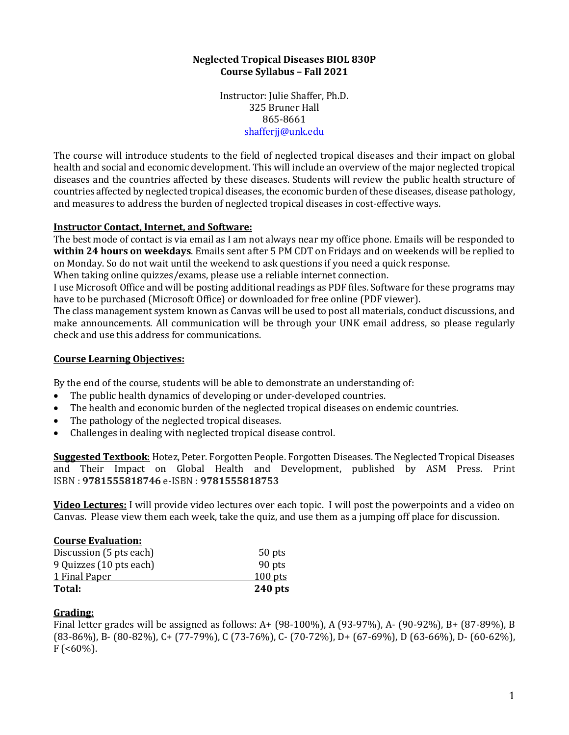# Neglected Tropical Diseases BIOL 830P
## Course Syllabus – Fall 2021

Instructor: Julie Shaffer, Ph.D.
325 Bruner Hall
865-8661
shafferjj@unk.edu

The course will introduce students to the field of neglected tropical diseases and their impact on global health and social and economic development. This will include an overview of the major neglected tropical diseases and the countries affected by these diseases. Students will review the public health structure of countries affected by neglected tropical diseases, the economic burden of these diseases, disease pathology, and measures to address the burden of neglected tropical diseases in cost-effective ways.

**Instructor Contact, Internet, and Software:**

The best mode of contact is via email as I am not always near my office phone. Emails will be responded to **within 24 hours on weekdays**. Emails sent after 5 PM CDT on Fridays and on weekends will be replied to on Monday. So do not wait until the weekend to ask questions if you need a quick response.

When taking online quizzes/exams, please use a reliable internet connection.

I use Microsoft Office and will be posting additional readings as PDF files. Software for these programs may have to be purchased (Microsoft Office) or downloaded for free online (PDF viewer).

The class management system known as Canvas will be used to post all materials, conduct discussions, and make announcements. All communication will be through your UNK email address, so please regularly check and use this address for communications.

**Course Learning Objectives:**

By the end of the course, students will be able to demonstrate an understanding of:

- The public health dynamics of developing or under-developed countries.
- The health and economic burden of the neglected tropical diseases on endemic countries.
- The pathology of the neglected tropical diseases.
- Challenges in dealing with neglected tropical disease control.

**Suggested Textbook**: Hotez, Peter. Forgotten People. Forgotten Diseases. The Neglected Tropical Diseases and Their Impact on Global Health and Development, published by ASM Press. Print ISBN : **9781555818746** e-ISBN : **9781555818753**

**Video Lectures:** I will provide video lectures over each topic. I will post the powerpoints and a video on Canvas. Please view them each week, take the quiz, and use them as a jumping off place for discussion.

**Course Evaluation:**

| | |
|---|---|
| Discussion (5 pts each) | 50 pts |
| 9 Quizzes (10 pts each) | 90 pts |
| 1 Final Paper | 100 pts |
| **Total:** | **240 pts** |

**Grading:**

Final letter grades will be assigned as follows: A+ (98-100%), A (93-97%), A- (90-92%), B+ (87-89%), B (83-86%), B- (80-82%), C+ (77-79%), C (73-76%), C- (70-72%), D+ (67-69%), D (63-66%), D- (60-62%), F (<60%).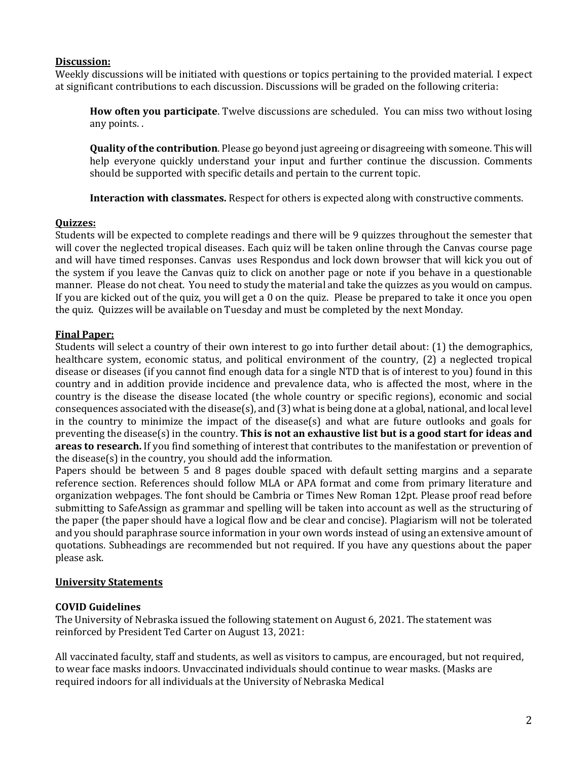**Discussion:**

Weekly discussions will be initiated with questions or topics pertaining to the provided material. I expect at significant contributions to each discussion. Discussions will be graded on the following criteria:

> **How often you participate**. Twelve discussions are scheduled. You can miss two without losing any points. .
>
> **Quality of the contribution**. Please go beyond just agreeing or disagreeing with someone. This will help everyone quickly understand your input and further continue the discussion. Comments should be supported with specific details and pertain to the current topic.
>
> **Interaction with classmates.** Respect for others is expected along with constructive comments.

**Quizzes:**

Students will be expected to complete readings and there will be 9 quizzes throughout the semester that will cover the neglected tropical diseases. Each quiz will be taken online through the Canvas course page and will have timed responses. Canvas uses Respondus and lock down browser that will kick you out of the system if you leave the Canvas quiz to click on another page or note if you behave in a questionable manner. Please do not cheat. You need to study the material and take the quizzes as you would on campus. If you are kicked out of the quiz, you will get a 0 on the quiz. Please be prepared to take it once you open the quiz. Quizzes will be available on Tuesday and must be completed by the next Monday.

**Final Paper:**

Students will select a country of their own interest to go into further detail about: (1) the demographics, healthcare system, economic status, and political environment of the country, (2) a neglected tropical disease or diseases (if you cannot find enough data for a single NTD that is of interest to you) found in this country and in addition provide incidence and prevalence data, who is affected the most, where in the country is the disease the disease located (the whole country or specific regions), economic and social consequences associated with the disease(s), and (3) what is being done at a global, national, and local level in the country to minimize the impact of the disease(s) and what are future outlooks and goals for preventing the disease(s) in the country. **This is not an exhaustive list but is a good start for ideas and areas to research.** If you find something of interest that contributes to the manifestation or prevention of the disease(s) in the country, you should add the information.

Papers should be between 5 and 8 pages double spaced with default setting margins and a separate reference section. References should follow MLA or APA format and come from primary literature and organization webpages. The font should be Cambria or Times New Roman 12pt. Please proof read before submitting to SafeAssign as grammar and spelling will be taken into account as well as the structuring of the paper (the paper should have a logical flow and be clear and concise). Plagiarism will not be tolerated and you should paraphrase source information in your own words instead of using an extensive amount of quotations. Subheadings are recommended but not required. If you have any questions about the paper please ask.

**University Statements**

**COVID Guidelines**

The University of Nebraska issued the following statement on August 6, 2021. The statement was reinforced by President Ted Carter on August 13, 2021:

All vaccinated faculty, staff and students, as well as visitors to campus, are encouraged, but not required, to wear face masks indoors. Unvaccinated individuals should continue to wear masks. (Masks are required indoors for all individuals at the University of Nebraska Medical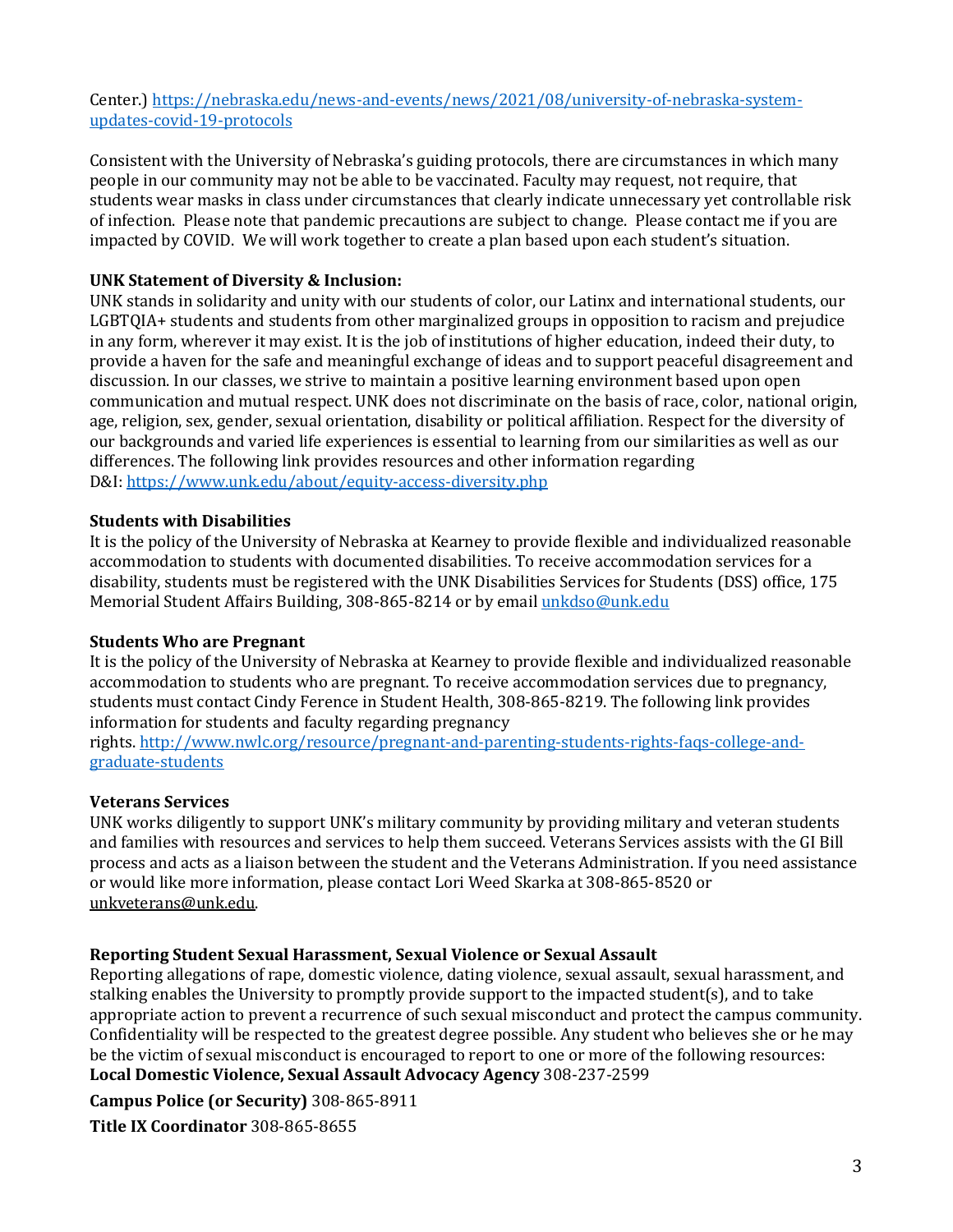Center.) [https://nebraska.edu/news-and-events/news/2021/08/university-of-nebraska-system-updates-covid-19-protocols](https://nebraska.edu/news-and-events/news/2021/08/university-of-nebraska-system-updates-covid-19-protocols)

Consistent with the University of Nebraska's guiding protocols, there are circumstances in which many people in our community may not be able to be vaccinated. Faculty may request, not require, that students wear masks in class under circumstances that clearly indicate unnecessary yet controllable risk of infection. Please note that pandemic precautions are subject to change. Please contact me if you are impacted by COVID. We will work together to create a plan based upon each student's situation.

**UNK Statement of Diversity & Inclusion:**
UNK stands in solidarity and unity with our students of color, our Latinx and international students, our LGBTQIA+ students and students from other marginalized groups in opposition to racism and prejudice in any form, wherever it may exist. It is the job of institutions of higher education, indeed their duty, to provide a haven for the safe and meaningful exchange of ideas and to support peaceful disagreement and discussion. In our classes, we strive to maintain a positive learning environment based upon open communication and mutual respect. UNK does not discriminate on the basis of race, color, national origin, age, religion, sex, gender, sexual orientation, disability or political affiliation. Respect for the diversity of our backgrounds and varied life experiences is essential to learning from our similarities as well as our differences. The following link provides resources and other information regarding D&I: [https://www.unk.edu/about/equity-access-diversity.php](https://www.unk.edu/about/equity-access-diversity.php)

**Students with Disabilities**
It is the policy of the University of Nebraska at Kearney to provide flexible and individualized reasonable accommodation to students with documented disabilities. To receive accommodation services for a disability, students must be registered with the UNK Disabilities Services for Students (DSS) office, 175 Memorial Student Affairs Building, 308-865-8214 or by email [unkdso@unk.edu](mailto:unkdso@unk.edu)

**Students Who are Pregnant**
It is the policy of the University of Nebraska at Kearney to provide flexible and individualized reasonable accommodation to students who are pregnant. To receive accommodation services due to pregnancy, students must contact Cindy Ference in Student Health, 308-865-8219. The following link provides information for students and faculty regarding pregnancy rights. [http://www.nwlc.org/resource/pregnant-and-parenting-students-rights-faqs-college-and-graduate-students](http://www.nwlc.org/resource/pregnant-and-parenting-students-rights-faqs-college-and-graduate-students)

**Veterans Services**
UNK works diligently to support UNK's military community by providing military and veteran students and families with resources and services to help them succeed. Veterans Services assists with the GI Bill process and acts as a liaison between the student and the Veterans Administration. If you need assistance or would like more information, please contact Lori Weed Skarka at 308-865-8520 or unkveterans@unk.edu.

**Reporting Student Sexual Harassment, Sexual Violence or Sexual Assault**
Reporting allegations of rape, domestic violence, dating violence, sexual assault, sexual harassment, and stalking enables the University to promptly provide support to the impacted student(s), and to take appropriate action to prevent a recurrence of such sexual misconduct and protect the campus community. Confidentiality will be respected to the greatest degree possible. Any student who believes she or he may be the victim of sexual misconduct is encouraged to report to one or more of the following resources:
**Local Domestic Violence, Sexual Assault Advocacy Agency** 308-237-2599

**Campus Police (or Security)** 308-865-8911

**Title IX Coordinator** 308-865-8655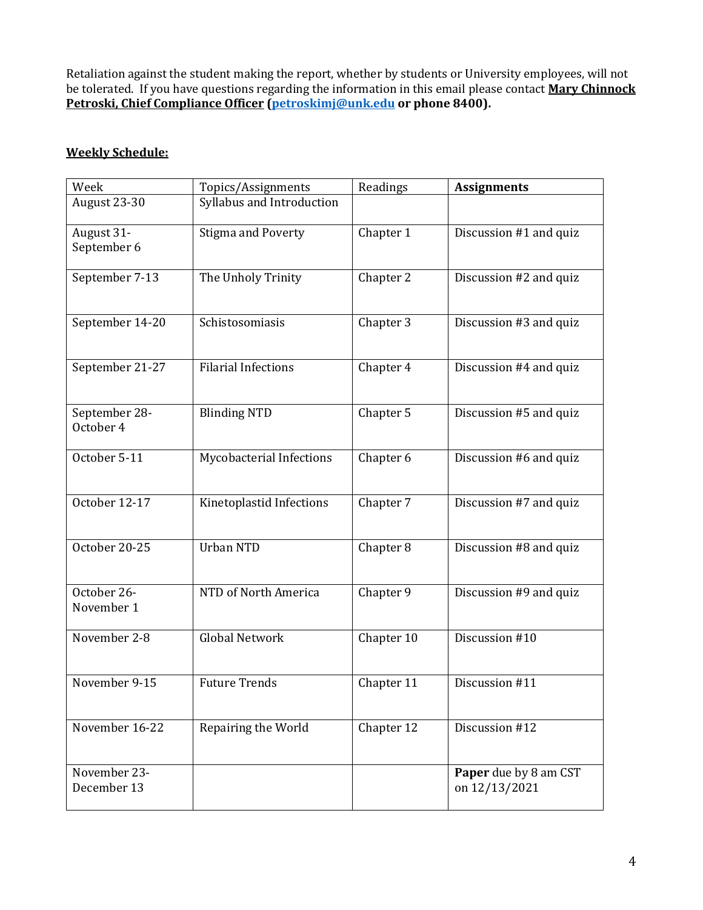Retaliation against the student making the report, whether by students or University employees, will not be tolerated. If you have questions regarding the information in this email please contact **Mary Chinnock Petroski, Chief Compliance Officer (petroskimj@unk.edu or phone 8400).**

**Weekly Schedule:**

| Week | Topics/Assignments | Readings | **Assignments** |
|---|---|---|---|
| August 23-30 | Syllabus and Introduction | | |
| August 31-September 6 | Stigma and Poverty | Chapter 1 | Discussion #1 and quiz |
| September 7-13 | The Unholy Trinity | Chapter 2 | Discussion #2 and quiz |
| September 14-20 | Schistosomiasis | Chapter 3 | Discussion #3 and quiz |
| September 21-27 | Filarial Infections | Chapter 4 | Discussion #4 and quiz |
| September 28-October 4 | Blinding NTD | Chapter 5 | Discussion #5 and quiz |
| October 5-11 | Mycobacterial Infections | Chapter 6 | Discussion #6 and quiz |
| October 12-17 | Kinetoplastid Infections | Chapter 7 | Discussion #7 and quiz |
| October 20-25 | Urban NTD | Chapter 8 | Discussion #8 and quiz |
| October 26-November 1 | NTD of North America | Chapter 9 | Discussion #9 and quiz |
| November 2-8 | Global Network | Chapter 10 | Discussion #10 |
| November 9-15 | Future Trends | Chapter 11 | Discussion #11 |
| November 16-22 | Repairing the World | Chapter 12 | Discussion #12 |
| November 23-December 13 | | | **Paper** due by 8 am CST on 12/13/2021 |